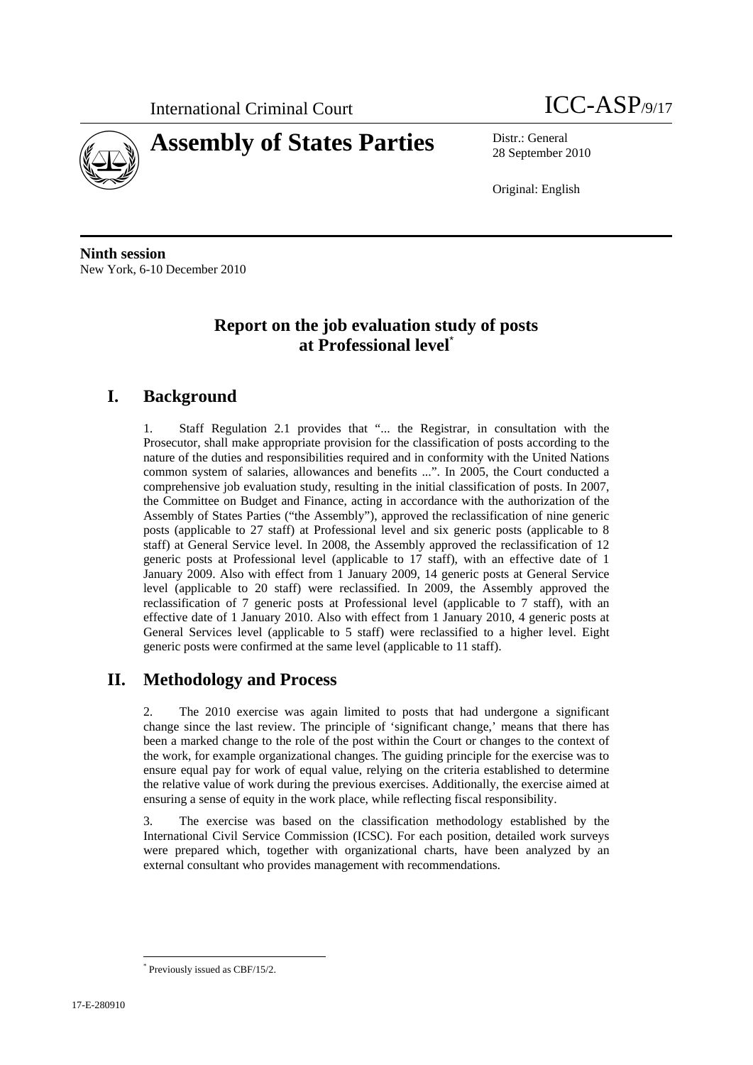International Criminal Court ICC-ASP/9/17

# Assembly of States Parties

Distr.: General
28 September 2010

Original: English

**Ninth session**
New York, 6-10 December 2010

## Report on the job evaluation study of posts at Professional level[*]

## I. Background

1. Staff Regulation 2.1 provides that "... the Registrar, in consultation with the Prosecutor, shall make appropriate provision for the classification of posts according to the nature of the duties and responsibilities required and in conformity with the United Nations common system of salaries, allowances and benefits ...". In 2005, the Court conducted a comprehensive job evaluation study, resulting in the initial classification of posts. In 2007, the Committee on Budget and Finance, acting in accordance with the authorization of the Assembly of States Parties ("the Assembly"), approved the reclassification of nine generic posts (applicable to 27 staff) at Professional level and six generic posts (applicable to 8 staff) at General Service level. In 2008, the Assembly approved the reclassification of 12 generic posts at Professional level (applicable to 17 staff), with an effective date of 1 January 2009. Also with effect from 1 January 2009, 14 generic posts at General Service level (applicable to 20 staff) were reclassified. In 2009, the Assembly approved the reclassification of 7 generic posts at Professional level (applicable to 7 staff), with an effective date of 1 January 2010. Also with effect from 1 January 2010, 4 generic posts at General Services level (applicable to 5 staff) were reclassified to a higher level. Eight generic posts were confirmed at the same level (applicable to 11 staff).

## II. Methodology and Process

2. The 2010 exercise was again limited to posts that had undergone a significant change since the last review. The principle of 'significant change,' means that there has been a marked change to the role of the post within the Court or changes to the context of the work, for example organizational changes. The guiding principle for the exercise was to ensure equal pay for work of equal value, relying on the criteria established to determine the relative value of work during the previous exercises. Additionally, the exercise aimed at ensuring a sense of equity in the work place, while reflecting fiscal responsibility.

3. The exercise was based on the classification methodology established by the International Civil Service Commission (ICSC). For each position, detailed work surveys were prepared which, together with organizational charts, have been analyzed by an external consultant who provides management with recommendations.

[*] Previously issued as CBF/15/2.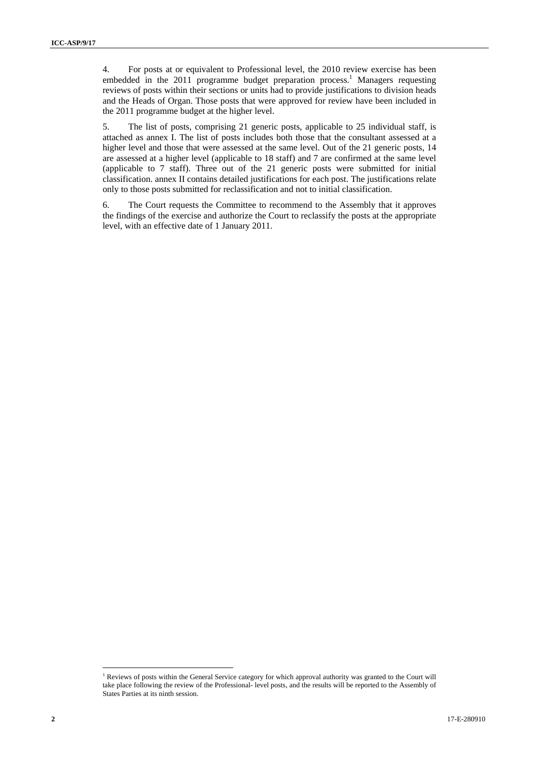4. For posts at or equivalent to Professional level, the 2010 review exercise has been embedded in the 2011 programme budget preparation process.[1] Managers requesting reviews of posts within their sections or units had to provide justifications to division heads and the Heads of Organ. Those posts that were approved for review have been included in the 2011 programme budget at the higher level.

5. The list of posts, comprising 21 generic posts, applicable to 25 individual staff, is attached as annex I. The list of posts includes both those that the consultant assessed at a higher level and those that were assessed at the same level. Out of the 21 generic posts, 14 are assessed at a higher level (applicable to 18 staff) and 7 are confirmed at the same level (applicable to 7 staff). Three out of the 21 generic posts were submitted for initial classification. annex II contains detailed justifications for each post. The justifications relate only to those posts submitted for reclassification and not to initial classification.

6. The Court requests the Committee to recommend to the Assembly that it approves the findings of the exercise and authorize the Court to reclassify the posts at the appropriate level, with an effective date of 1 January 2011.

[1] Reviews of posts within the General Service category for which approval authority was granted to the Court will take place following the review of the Professional- level posts, and the results will be reported to the Assembly of States Parties at its ninth session.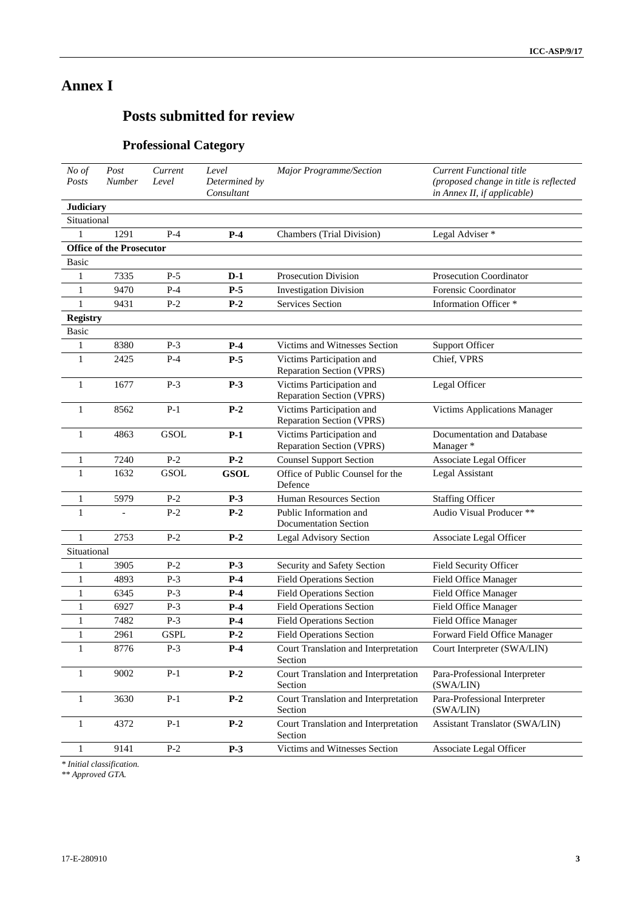# Annex I

## Posts submitted for review

### Professional Category

| *No of Posts* | *Post Number* | *Current Level* | *Level Determined by Consultant* | *Major Programme/Section* | *Current Functional title (proposed change in title is reflected in Annex II, if applicable)* |
|---|---|---|---|---|---|
| **Judiciary** | | | | | |
| Situational | | | | | |
| 1 | 1291 | P-4 | **P-4** | Chambers (Trial Division) | Legal Adviser * |
| **Office of the Prosecutor** | | | | | |
| Basic | | | | | |
| 1 | 7335 | P-5 | **D-1** | Prosecution Division | Prosecution Coordinator |
| 1 | 9470 | P-4 | **P-5** | Investigation Division | Forensic Coordinator |
| 1 | 9431 | P-2 | **P-2** | Services Section | Information Officer * |
| **Registry** | | | | | |
| Basic | | | | | |
| 1 | 8380 | P-3 | **P-4** | Victims and Witnesses Section | Support Officer |
| 1 | 2425 | P-4 | **P-5** | Victims Participation and Reparation Section (VPRS) | Chief, VPRS |
| 1 | 1677 | P-3 | **P-3** | Victims Participation and Reparation Section (VPRS) | Legal Officer |
| 1 | 8562 | P-1 | **P-2** | Victims Participation and Reparation Section (VPRS) | Victims Applications Manager |
| 1 | 4863 | GSOL | **P-1** | Victims Participation and Reparation Section (VPRS) | Documentation and Database Manager * |
| 1 | 7240 | P-2 | **P-2** | Counsel Support Section | Associate Legal Officer |
| 1 | 1632 | GSOL | **GSOL** | Office of Public Counsel for the Defence | Legal Assistant |
| 1 | 5979 | P-2 | **P-3** | Human Resources Section | Staffing Officer |
| 1 | - | P-2 | **P-2** | Public Information and Documentation Section | Audio Visual Producer ** |
| 1 | 2753 | P-2 | **P-2** | Legal Advisory Section | Associate Legal Officer |
| Situational | | | | | |
| 1 | 3905 | P-2 | **P-3** | Security and Safety Section | Field Security Officer |
| 1 | 4893 | P-3 | **P-4** | Field Operations Section | Field Office Manager |
| 1 | 6345 | P-3 | **P-4** | Field Operations Section | Field Office Manager |
| 1 | 6927 | P-3 | **P-4** | Field Operations Section | Field Office Manager |
| 1 | 7482 | P-3 | **P-4** | Field Operations Section | Field Office Manager |
| 1 | 2961 | GSPL | **P-2** | Field Operations Section | Forward Field Office Manager |
| 1 | 8776 | P-3 | **P-4** | Court Translation and Interpretation Section | Court Interpreter (SWA/LIN) |
| 1 | 9002 | P-1 | **P-2** | Court Translation and Interpretation Section | Para-Professional Interpreter (SWA/LIN) |
| 1 | 3630 | P-1 | **P-2** | Court Translation and Interpretation Section | Para-Professional Interpreter (SWA/LIN) |
| 1 | 4372 | P-1 | **P-2** | Court Translation and Interpretation Section | Assistant Translator (SWA/LIN) |
| 1 | 9141 | P-2 | **P-3** | Victims and Witnesses Section | Associate Legal Officer |

*\* Initial classification.*
*\*\* Approved GTA.*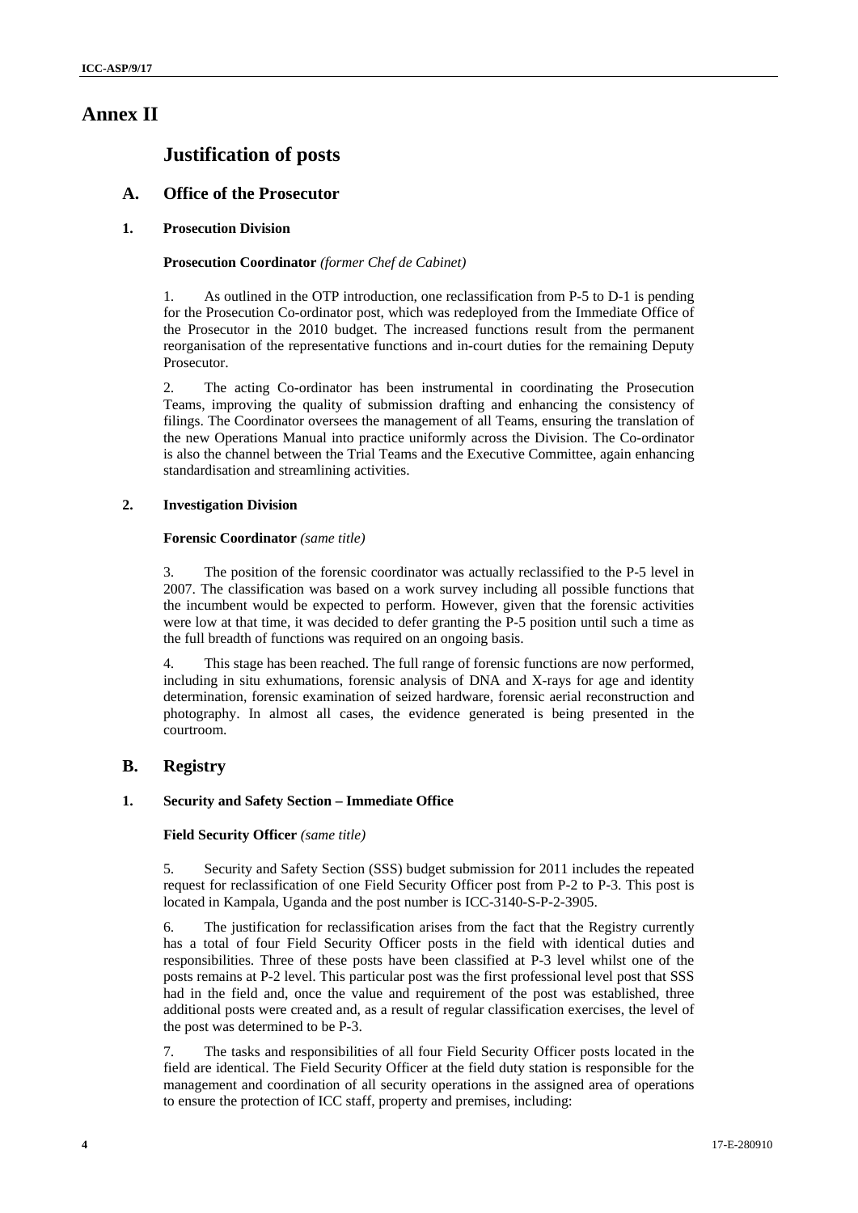# Annex II

## Justification of posts

### A. Office of the Prosecutor

#### 1. Prosecution Division

**Prosecution Coordinator** *(former Chef de Cabinet)*

1. As outlined in the OTP introduction, one reclassification from P-5 to D-1 is pending for the Prosecution Co-ordinator post, which was redeployed from the Immediate Office of the Prosecutor in the 2010 budget. The increased functions result from the permanent reorganisation of the representative functions and in-court duties for the remaining Deputy Prosecutor.

2. The acting Co-ordinator has been instrumental in coordinating the Prosecution Teams, improving the quality of submission drafting and enhancing the consistency of filings. The Coordinator oversees the management of all Teams, ensuring the translation of the new Operations Manual into practice uniformly across the Division. The Co-ordinator is also the channel between the Trial Teams and the Executive Committee, again enhancing standardisation and streamlining activities.

#### 2. Investigation Division

**Forensic Coordinator** *(same title)*

3. The position of the forensic coordinator was actually reclassified to the P-5 level in 2007. The classification was based on a work survey including all possible functions that the incumbent would be expected to perform. However, given that the forensic activities were low at that time, it was decided to defer granting the P-5 position until such a time as the full breadth of functions was required on an ongoing basis.

4. This stage has been reached. The full range of forensic functions are now performed, including in situ exhumations, forensic analysis of DNA and X-rays for age and identity determination, forensic examination of seized hardware, forensic aerial reconstruction and photography. In almost all cases, the evidence generated is being presented in the courtroom.

### B. Registry

#### 1. Security and Safety Section – Immediate Office

**Field Security Officer** *(same title)*

5. Security and Safety Section (SSS) budget submission for 2011 includes the repeated request for reclassification of one Field Security Officer post from P-2 to P-3. This post is located in Kampala, Uganda and the post number is ICC-3140-S-P-2-3905.

6. The justification for reclassification arises from the fact that the Registry currently has a total of four Field Security Officer posts in the field with identical duties and responsibilities. Three of these posts have been classified at P-3 level whilst one of the posts remains at P-2 level. This particular post was the first professional level post that SSS had in the field and, once the value and requirement of the post was established, three additional posts were created and, as a result of regular classification exercises, the level of the post was determined to be P-3.

7. The tasks and responsibilities of all four Field Security Officer posts located in the field are identical. The Field Security Officer at the field duty station is responsible for the management and coordination of all security operations in the assigned area of operations to ensure the protection of ICC staff, property and premises, including: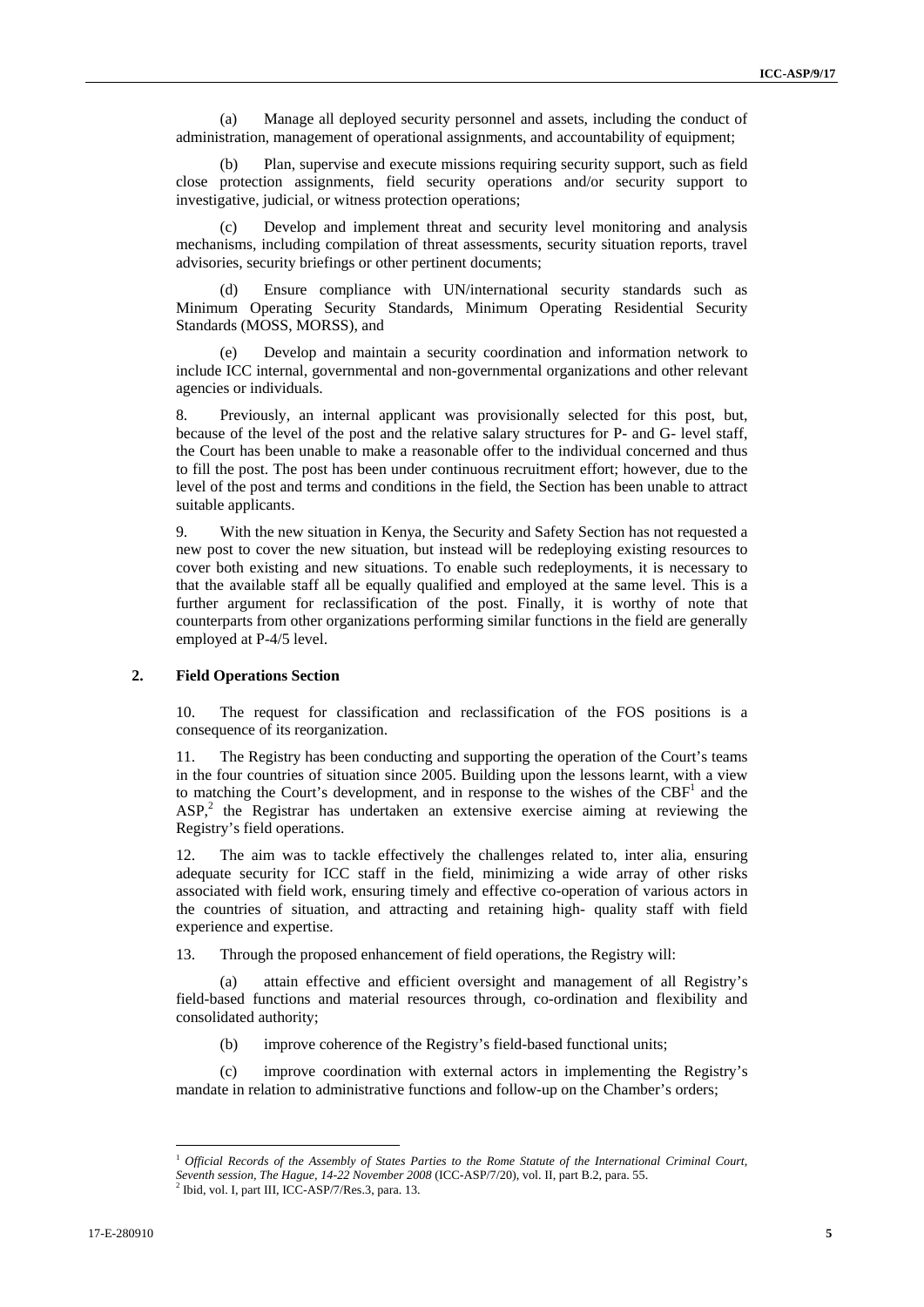(a) Manage all deployed security personnel and assets, including the conduct of administration, management of operational assignments, and accountability of equipment;

(b) Plan, supervise and execute missions requiring security support, such as field close protection assignments, field security operations and/or security support to investigative, judicial, or witness protection operations;

(c) Develop and implement threat and security level monitoring and analysis mechanisms, including compilation of threat assessments, security situation reports, travel advisories, security briefings or other pertinent documents;

(d) Ensure compliance with UN/international security standards such as Minimum Operating Security Standards, Minimum Operating Residential Security Standards (MOSS, MORSS), and

(e) Develop and maintain a security coordination and information network to include ICC internal, governmental and non-governmental organizations and other relevant agencies or individuals.

8. Previously, an internal applicant was provisionally selected for this post, but, because of the level of the post and the relative salary structures for P- and G- level staff, the Court has been unable to make a reasonable offer to the individual concerned and thus to fill the post. The post has been under continuous recruitment effort; however, due to the level of the post and terms and conditions in the field, the Section has been unable to attract suitable applicants.

9. With the new situation in Kenya, the Security and Safety Section has not requested a new post to cover the new situation, but instead will be redeploying existing resources to cover both existing and new situations. To enable such redeployments, it is necessary to that the available staff all be equally qualified and employed at the same level. This is a further argument for reclassification of the post. Finally, it is worthy of note that counterparts from other organizations performing similar functions in the field are generally employed at P-4/5 level.

### 2. Field Operations Section

10. The request for classification and reclassification of the FOS positions is a consequence of its reorganization.

11. The Registry has been conducting and supporting the operation of the Court's teams in the four countries of situation since 2005. Building upon the lessons learnt, with a view to matching the Court's development, and in response to the wishes of the CBF[1] and the ASP,[2] the Registrar has undertaken an extensive exercise aiming at reviewing the Registry's field operations.

12. The aim was to tackle effectively the challenges related to, inter alia, ensuring adequate security for ICC staff in the field, minimizing a wide array of other risks associated with field work, ensuring timely and effective co-operation of various actors in the countries of situation, and attracting and retaining high- quality staff with field experience and expertise.

13. Through the proposed enhancement of field operations, the Registry will:

(a) attain effective and efficient oversight and management of all Registry's field-based functions and material resources through, co-ordination and flexibility and consolidated authority;

(b) improve coherence of the Registry's field-based functional units;

(c) improve coordination with external actors in implementing the Registry's mandate in relation to administrative functions and follow-up on the Chamber's orders;

---

[1] *Official Records of the Assembly of States Parties to the Rome Statute of the International Criminal Court, Seventh session, The Hague, 14-22 November 2008* (ICC-ASP/7/20), vol. II, part B.2, para. 55.

[2] Ibid, vol. I, part III, ICC-ASP/7/Res.3, para. 13.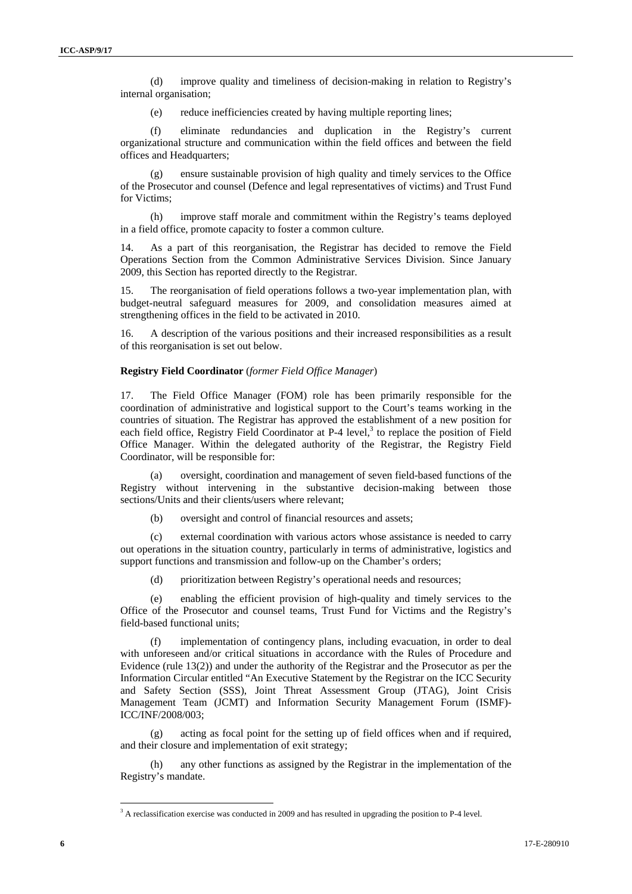(d) improve quality and timeliness of decision-making in relation to Registry's internal organisation;

(e) reduce inefficiencies created by having multiple reporting lines;

(f) eliminate redundancies and duplication in the Registry's current organizational structure and communication within the field offices and between the field offices and Headquarters;

(g) ensure sustainable provision of high quality and timely services to the Office of the Prosecutor and counsel (Defence and legal representatives of victims) and Trust Fund for Victims;

(h) improve staff morale and commitment within the Registry's teams deployed in a field office, promote capacity to foster a common culture.

14. As a part of this reorganisation, the Registrar has decided to remove the Field Operations Section from the Common Administrative Services Division. Since January 2009, this Section has reported directly to the Registrar.

15. The reorganisation of field operations follows a two-year implementation plan, with budget-neutral safeguard measures for 2009, and consolidation measures aimed at strengthening offices in the field to be activated in 2010.

16. A description of the various positions and their increased responsibilities as a result of this reorganisation is set out below.

**Registry Field Coordinator** (*former Field Office Manager*)

17. The Field Office Manager (FOM) role has been primarily responsible for the coordination of administrative and logistical support to the Court's teams working in the countries of situation. The Registrar has approved the establishment of a new position for each field office, Registry Field Coordinator at P-4 level,[3] to replace the position of Field Office Manager. Within the delegated authority of the Registrar, the Registry Field Coordinator, will be responsible for:

(a) oversight, coordination and management of seven field-based functions of the Registry without intervening in the substantive decision-making between those sections/Units and their clients/users where relevant;

(b) oversight and control of financial resources and assets;

(c) external coordination with various actors whose assistance is needed to carry out operations in the situation country, particularly in terms of administrative, logistics and support functions and transmission and follow-up on the Chamber's orders;

(d) prioritization between Registry's operational needs and resources;

(e) enabling the efficient provision of high-quality and timely services to the Office of the Prosecutor and counsel teams, Trust Fund for Victims and the Registry's field-based functional units;

(f) implementation of contingency plans, including evacuation, in order to deal with unforeseen and/or critical situations in accordance with the Rules of Procedure and Evidence (rule 13(2)) and under the authority of the Registrar and the Prosecutor as per the Information Circular entitled "An Executive Statement by the Registrar on the ICC Security and Safety Section (SSS), Joint Threat Assessment Group (JTAG), Joint Crisis Management Team (JCMT) and Information Security Management Forum (ISMF)- ICC/INF/2008/003;

(g) acting as focal point for the setting up of field offices when and if required, and their closure and implementation of exit strategy;

(h) any other functions as assigned by the Registrar in the implementation of the Registry's mandate.

[3] A reclassification exercise was conducted in 2009 and has resulted in upgrading the position to P-4 level.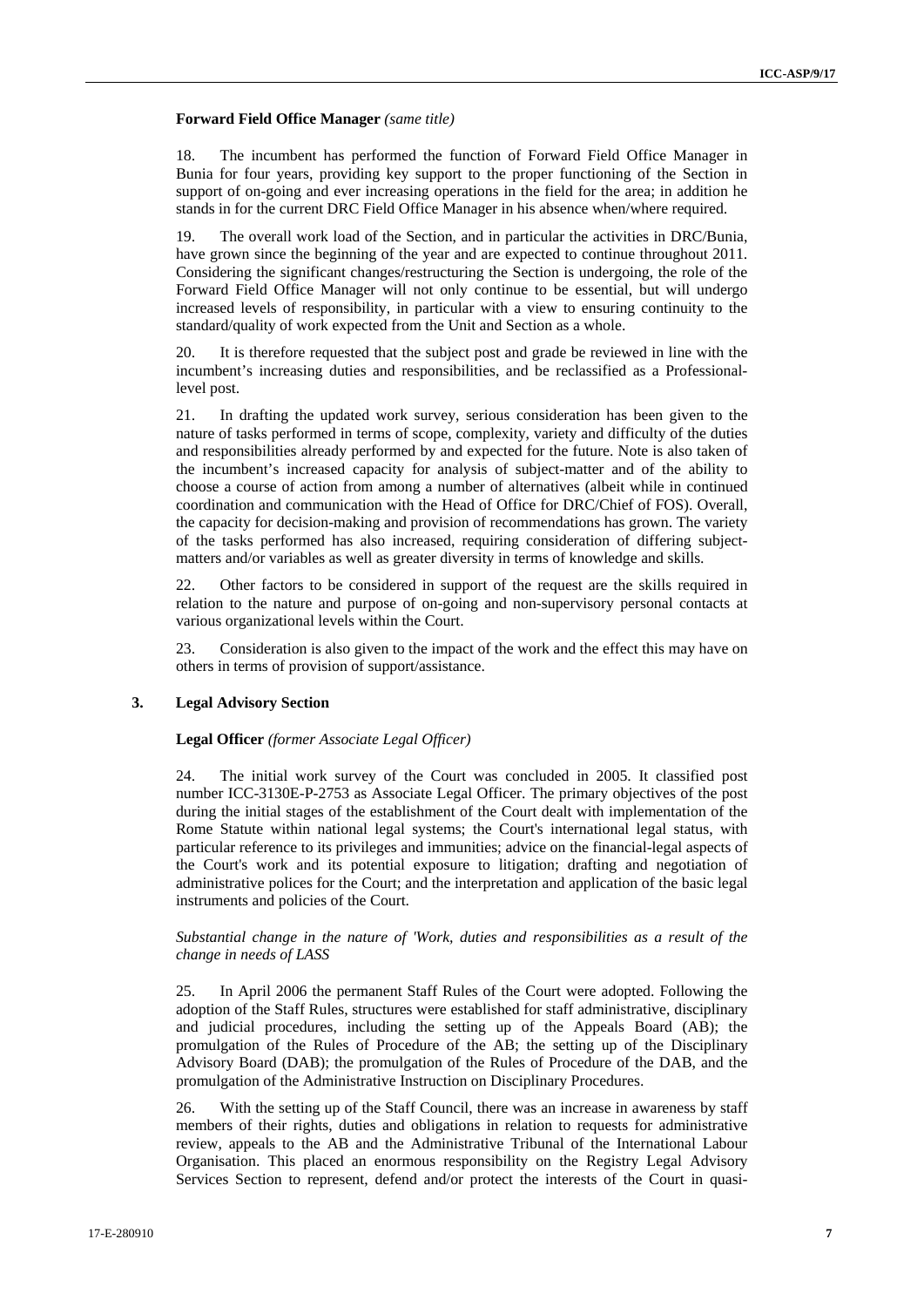**Forward Field Office Manager** *(same title)*

18. The incumbent has performed the function of Forward Field Office Manager in Bunia for four years, providing key support to the proper functioning of the Section in support of on-going and ever increasing operations in the field for the area; in addition he stands in for the current DRC Field Office Manager in his absence when/where required.

19. The overall work load of the Section, and in particular the activities in DRC/Bunia, have grown since the beginning of the year and are expected to continue throughout 2011. Considering the significant changes/restructuring the Section is undergoing, the role of the Forward Field Office Manager will not only continue to be essential, but will undergo increased levels of responsibility, in particular with a view to ensuring continuity to the standard/quality of work expected from the Unit and Section as a whole.

20. It is therefore requested that the subject post and grade be reviewed in line with the incumbent's increasing duties and responsibilities, and be reclassified as a Professional-level post.

21. In drafting the updated work survey, serious consideration has been given to the nature of tasks performed in terms of scope, complexity, variety and difficulty of the duties and responsibilities already performed by and expected for the future. Note is also taken of the incumbent's increased capacity for analysis of subject-matter and of the ability to choose a course of action from among a number of alternatives (albeit while in continued coordination and communication with the Head of Office for DRC/Chief of FOS). Overall, the capacity for decision-making and provision of recommendations has grown. The variety of the tasks performed has also increased, requiring consideration of differing subject-matters and/or variables as well as greater diversity in terms of knowledge and skills.

22. Other factors to be considered in support of the request are the skills required in relation to the nature and purpose of on-going and non-supervisory personal contacts at various organizational levels within the Court.

23. Consideration is also given to the impact of the work and the effect this may have on others in terms of provision of support/assistance.

### 3. Legal Advisory Section

**Legal Officer** *(former Associate Legal Officer)*

24. The initial work survey of the Court was concluded in 2005. It classified post number ICC-3130E-P-2753 as Associate Legal Officer. The primary objectives of the post during the initial stages of the establishment of the Court dealt with implementation of the Rome Statute within national legal systems; the Court's international legal status, with particular reference to its privileges and immunities; advice on the financial-legal aspects of the Court's work and its potential exposure to litigation; drafting and negotiation of administrative polices for the Court; and the interpretation and application of the basic legal instruments and policies of the Court.

*Substantial change in the nature of 'Work, duties and responsibilities as a result of the change in needs of LASS*

25. In April 2006 the permanent Staff Rules of the Court were adopted. Following the adoption of the Staff Rules, structures were established for staff administrative, disciplinary and judicial procedures, including the setting up of the Appeals Board (AB); the promulgation of the Rules of Procedure of the AB; the setting up of the Disciplinary Advisory Board (DAB); the promulgation of the Rules of Procedure of the DAB, and the promulgation of the Administrative Instruction on Disciplinary Procedures.

26. With the setting up of the Staff Council, there was an increase in awareness by staff members of their rights, duties and obligations in relation to requests for administrative review, appeals to the AB and the Administrative Tribunal of the International Labour Organisation. This placed an enormous responsibility on the Registry Legal Advisory Services Section to represent, defend and/or protect the interests of the Court in quasi-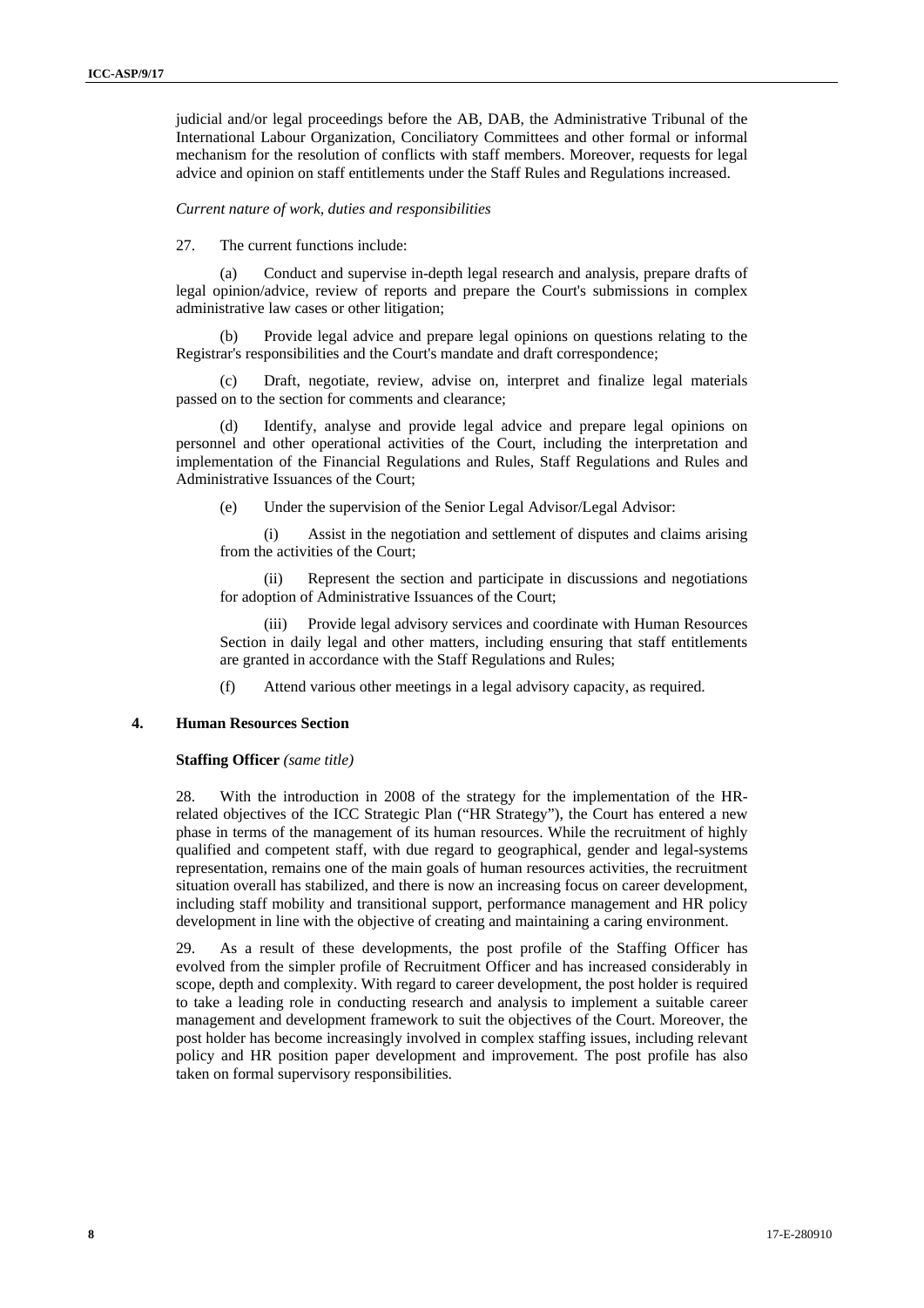judicial and/or legal proceedings before the AB, DAB, the Administrative Tribunal of the International Labour Organization, Conciliatory Committees and other formal or informal mechanism for the resolution of conflicts with staff members. Moreover, requests for legal advice and opinion on staff entitlements under the Staff Rules and Regulations increased.

*Current nature of work, duties and responsibilities*

27. The current functions include:

(a) Conduct and supervise in-depth legal research and analysis, prepare drafts of legal opinion/advice, review of reports and prepare the Court's submissions in complex administrative law cases or other litigation;

(b) Provide legal advice and prepare legal opinions on questions relating to the Registrar's responsibilities and the Court's mandate and draft correspondence;

(c) Draft, negotiate, review, advise on, interpret and finalize legal materials passed on to the section for comments and clearance;

(d) Identify, analyse and provide legal advice and prepare legal opinions on personnel and other operational activities of the Court, including the interpretation and implementation of the Financial Regulations and Rules, Staff Regulations and Rules and Administrative Issuances of the Court;

(e) Under the supervision of the Senior Legal Advisor/Legal Advisor:

(i) Assist in the negotiation and settlement of disputes and claims arising from the activities of the Court;

(ii) Represent the section and participate in discussions and negotiations for adoption of Administrative Issuances of the Court;

(iii) Provide legal advisory services and coordinate with Human Resources Section in daily legal and other matters, including ensuring that staff entitlements are granted in accordance with the Staff Regulations and Rules;

(f) Attend various other meetings in a legal advisory capacity, as required.

### 4. Human Resources Section

**Staffing Officer** *(same title)*

28. With the introduction in 2008 of the strategy for the implementation of the HR-related objectives of the ICC Strategic Plan ("HR Strategy"), the Court has entered a new phase in terms of the management of its human resources. While the recruitment of highly qualified and competent staff, with due regard to geographical, gender and legal-systems representation, remains one of the main goals of human resources activities, the recruitment situation overall has stabilized, and there is now an increasing focus on career development, including staff mobility and transitional support, performance management and HR policy development in line with the objective of creating and maintaining a caring environment.

29. As a result of these developments, the post profile of the Staffing Officer has evolved from the simpler profile of Recruitment Officer and has increased considerably in scope, depth and complexity. With regard to career development, the post holder is required to take a leading role in conducting research and analysis to implement a suitable career management and development framework to suit the objectives of the Court. Moreover, the post holder has become increasingly involved in complex staffing issues, including relevant policy and HR position paper development and improvement. The post profile has also taken on formal supervisory responsibilities.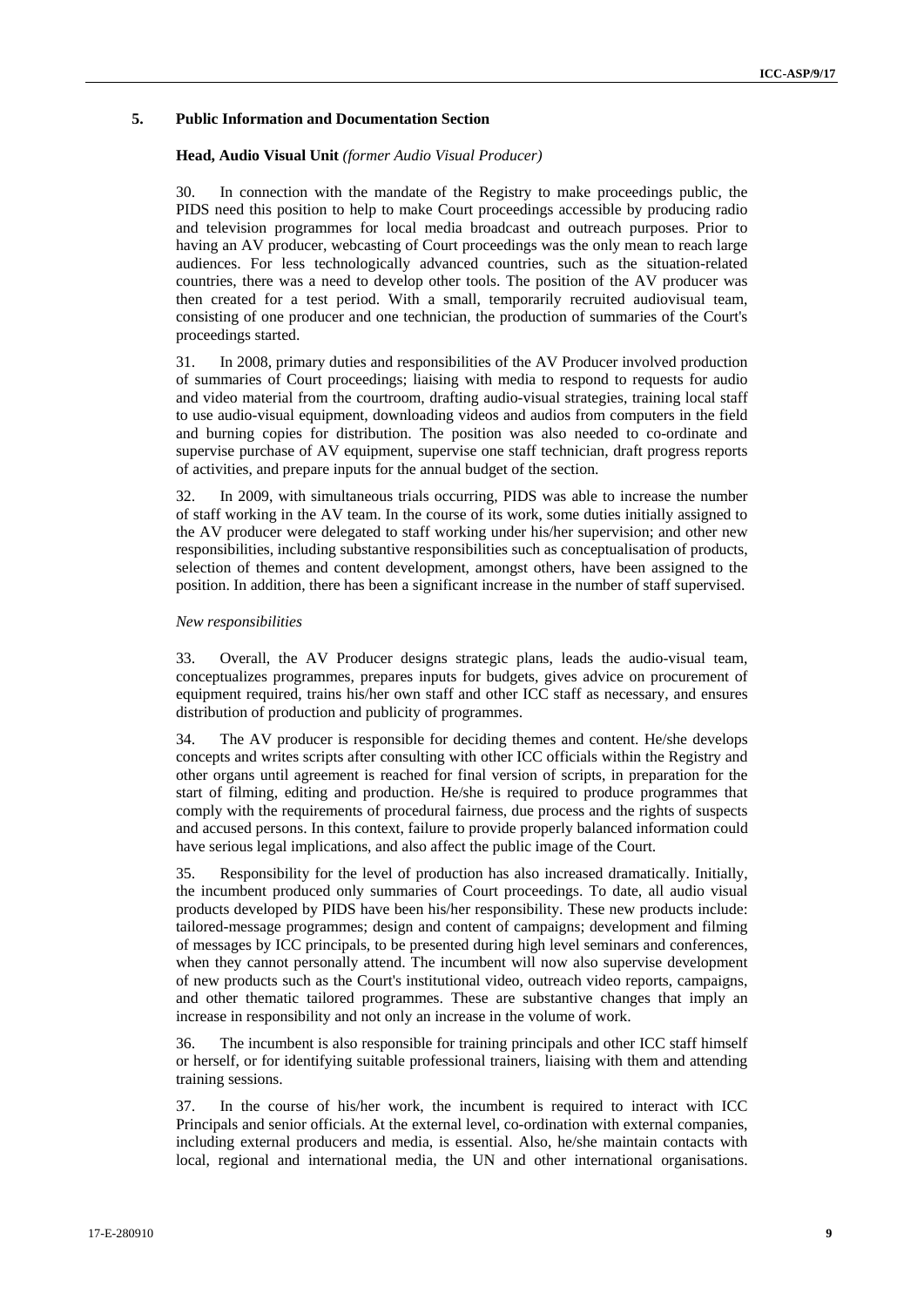## 5. Public Information and Documentation Section

**Head, Audio Visual Unit** *(former Audio Visual Producer)*

30. In connection with the mandate of the Registry to make proceedings public, the PIDS need this position to help to make Court proceedings accessible by producing radio and television programmes for local media broadcast and outreach purposes. Prior to having an AV producer, webcasting of Court proceedings was the only mean to reach large audiences. For less technologically advanced countries, such as the situation-related countries, there was a need to develop other tools. The position of the AV producer was then created for a test period. With a small, temporarily recruited audiovisual team, consisting of one producer and one technician, the production of summaries of the Court's proceedings started.

31. In 2008, primary duties and responsibilities of the AV Producer involved production of summaries of Court proceedings; liaising with media to respond to requests for audio and video material from the courtroom, drafting audio-visual strategies, training local staff to use audio-visual equipment, downloading videos and audios from computers in the field and burning copies for distribution. The position was also needed to co-ordinate and supervise purchase of AV equipment, supervise one staff technician, draft progress reports of activities, and prepare inputs for the annual budget of the section.

32. In 2009, with simultaneous trials occurring, PIDS was able to increase the number of staff working in the AV team. In the course of its work, some duties initially assigned to the AV producer were delegated to staff working under his/her supervision; and other new responsibilities, including substantive responsibilities such as conceptualisation of products, selection of themes and content development, amongst others, have been assigned to the position. In addition, there has been a significant increase in the number of staff supervised.

*New responsibilities*

33. Overall, the AV Producer designs strategic plans, leads the audio-visual team, conceptualizes programmes, prepares inputs for budgets, gives advice on procurement of equipment required, trains his/her own staff and other ICC staff as necessary, and ensures distribution of production and publicity of programmes.

34. The AV producer is responsible for deciding themes and content. He/she develops concepts and writes scripts after consulting with other ICC officials within the Registry and other organs until agreement is reached for final version of scripts, in preparation for the start of filming, editing and production. He/she is required to produce programmes that comply with the requirements of procedural fairness, due process and the rights of suspects and accused persons. In this context, failure to provide properly balanced information could have serious legal implications, and also affect the public image of the Court.

35. Responsibility for the level of production has also increased dramatically. Initially, the incumbent produced only summaries of Court proceedings. To date, all audio visual products developed by PIDS have been his/her responsibility. These new products include: tailored-message programmes; design and content of campaigns; development and filming of messages by ICC principals, to be presented during high level seminars and conferences, when they cannot personally attend. The incumbent will now also supervise development of new products such as the Court's institutional video, outreach video reports, campaigns, and other thematic tailored programmes. These are substantive changes that imply an increase in responsibility and not only an increase in the volume of work.

36. The incumbent is also responsible for training principals and other ICC staff himself or herself, or for identifying suitable professional trainers, liaising with them and attending training sessions.

37. In the course of his/her work, the incumbent is required to interact with ICC Principals and senior officials. At the external level, co-ordination with external companies, including external producers and media, is essential. Also, he/she maintain contacts with local, regional and international media, the UN and other international organisations.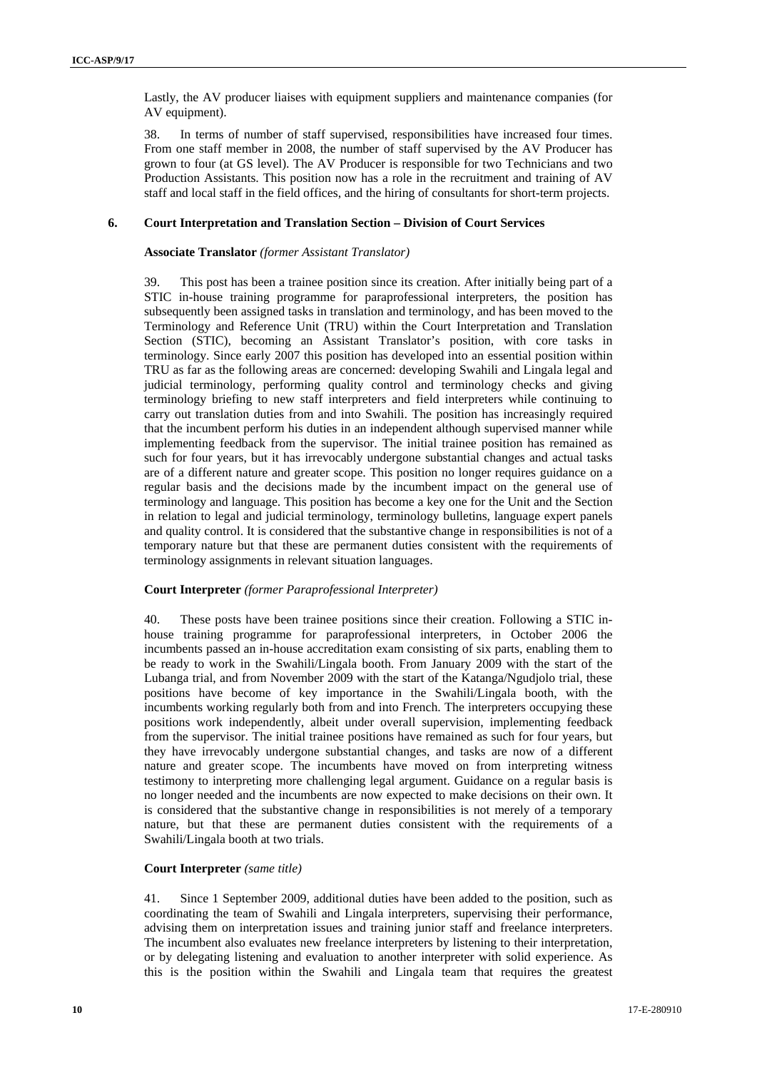Lastly, the AV producer liaises with equipment suppliers and maintenance companies (for AV equipment).

38. In terms of number of staff supervised, responsibilities have increased four times. From one staff member in 2008, the number of staff supervised by the AV Producer has grown to four (at GS level). The AV Producer is responsible for two Technicians and two Production Assistants. This position now has a role in the recruitment and training of AV staff and local staff in the field offices, and the hiring of consultants for short-term projects.

### 6. Court Interpretation and Translation Section – Division of Court Services

**Associate Translator** *(former Assistant Translator)*

39. This post has been a trainee position since its creation. After initially being part of a STIC in-house training programme for paraprofessional interpreters, the position has subsequently been assigned tasks in translation and terminology, and has been moved to the Terminology and Reference Unit (TRU) within the Court Interpretation and Translation Section (STIC), becoming an Assistant Translator's position, with core tasks in terminology. Since early 2007 this position has developed into an essential position within TRU as far as the following areas are concerned: developing Swahili and Lingala legal and judicial terminology, performing quality control and terminology checks and giving terminology briefing to new staff interpreters and field interpreters while continuing to carry out translation duties from and into Swahili. The position has increasingly required that the incumbent perform his duties in an independent although supervised manner while implementing feedback from the supervisor. The initial trainee position has remained as such for four years, but it has irrevocably undergone substantial changes and actual tasks are of a different nature and greater scope. This position no longer requires guidance on a regular basis and the decisions made by the incumbent impact on the general use of terminology and language. This position has become a key one for the Unit and the Section in relation to legal and judicial terminology, terminology bulletins, language expert panels and quality control. It is considered that the substantive change in responsibilities is not of a temporary nature but that these are permanent duties consistent with the requirements of terminology assignments in relevant situation languages.

**Court Interpreter** *(former Paraprofessional Interpreter)*

40. These posts have been trainee positions since their creation. Following a STIC in-house training programme for paraprofessional interpreters, in October 2006 the incumbents passed an in-house accreditation exam consisting of six parts, enabling them to be ready to work in the Swahili/Lingala booth. From January 2009 with the start of the Lubanga trial, and from November 2009 with the start of the Katanga/Ngudjolo trial, these positions have become of key importance in the Swahili/Lingala booth, with the incumbents working regularly both from and into French. The interpreters occupying these positions work independently, albeit under overall supervision, implementing feedback from the supervisor. The initial trainee positions have remained as such for four years, but they have irrevocably undergone substantial changes, and tasks are now of a different nature and greater scope. The incumbents have moved on from interpreting witness testimony to interpreting more challenging legal argument. Guidance on a regular basis is no longer needed and the incumbents are now expected to make decisions on their own. It is considered that the substantive change in responsibilities is not merely of a temporary nature, but that these are permanent duties consistent with the requirements of a Swahili/Lingala booth at two trials.

**Court Interpreter** *(same title)*

41. Since 1 September 2009, additional duties have been added to the position, such as coordinating the team of Swahili and Lingala interpreters, supervising their performance, advising them on interpretation issues and training junior staff and freelance interpreters. The incumbent also evaluates new freelance interpreters by listening to their interpretation, or by delegating listening and evaluation to another interpreter with solid experience. As this is the position within the Swahili and Lingala team that requires the greatest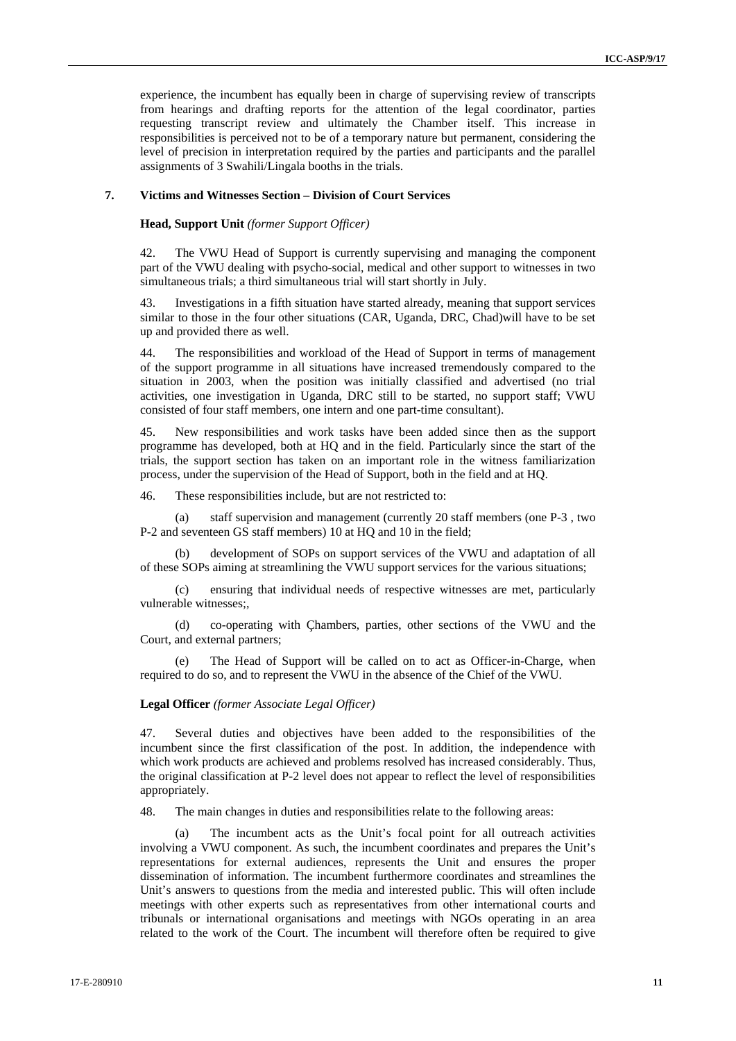experience, the incumbent has equally been in charge of supervising review of transcripts from hearings and drafting reports for the attention of the legal coordinator, parties requesting transcript review and ultimately the Chamber itself. This increase in responsibilities is perceived not to be of a temporary nature but permanent, considering the level of precision in interpretation required by the parties and participants and the parallel assignments of 3 Swahili/Lingala booths in the trials.

### 7. Victims and Witnesses Section – Division of Court Services

**Head, Support Unit** *(former Support Officer)*

42. The VWU Head of Support is currently supervising and managing the component part of the VWU dealing with psycho-social, medical and other support to witnesses in two simultaneous trials; a third simultaneous trial will start shortly in July.

43. Investigations in a fifth situation have started already, meaning that support services similar to those in the four other situations (CAR, Uganda, DRC, Chad)will have to be set up and provided there as well.

44. The responsibilities and workload of the Head of Support in terms of management of the support programme in all situations have increased tremendously compared to the situation in 2003, when the position was initially classified and advertised (no trial activities, one investigation in Uganda, DRC still to be started, no support staff; VWU consisted of four staff members, one intern and one part-time consultant).

45. New responsibilities and work tasks have been added since then as the support programme has developed, both at HQ and in the field. Particularly since the start of the trials, the support section has taken on an important role in the witness familiarization process, under the supervision of the Head of Support, both in the field and at HQ.

46. These responsibilities include, but are not restricted to:

(a) staff supervision and management (currently 20 staff members (one P-3 , two P-2 and seventeen GS staff members) 10 at HQ and 10 in the field;

(b) development of SOPs on support services of the VWU and adaptation of all of these SOPs aiming at streamlining the VWU support services for the various situations;

(c) ensuring that individual needs of respective witnesses are met, particularly vulnerable witnesses;,

(d) co-operating with Çhambers, parties, other sections of the VWU and the Court, and external partners;

(e) The Head of Support will be called on to act as Officer-in-Charge, when required to do so, and to represent the VWU in the absence of the Chief of the VWU.

**Legal Officer** *(former Associate Legal Officer)*

47. Several duties and objectives have been added to the responsibilities of the incumbent since the first classification of the post. In addition, the independence with which work products are achieved and problems resolved has increased considerably. Thus, the original classification at P-2 level does not appear to reflect the level of responsibilities appropriately.

48. The main changes in duties and responsibilities relate to the following areas:

(a) The incumbent acts as the Unit's focal point for all outreach activities involving a VWU component. As such, the incumbent coordinates and prepares the Unit's representations for external audiences, represents the Unit and ensures the proper dissemination of information. The incumbent furthermore coordinates and streamlines the Unit's answers to questions from the media and interested public. This will often include meetings with other experts such as representatives from other international courts and tribunals or international organisations and meetings with NGOs operating in an area related to the work of the Court. The incumbent will therefore often be required to give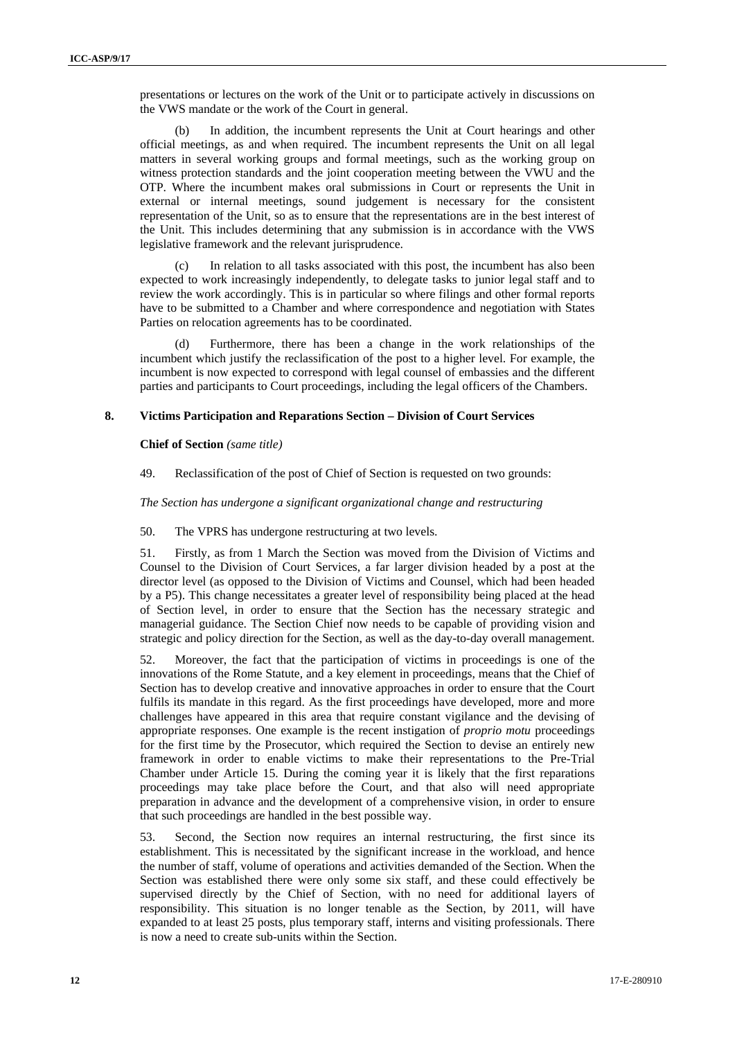presentations or lectures on the work of the Unit or to participate actively in discussions on the VWS mandate or the work of the Court in general.

(b) In addition, the incumbent represents the Unit at Court hearings and other official meetings, as and when required. The incumbent represents the Unit on all legal matters in several working groups and formal meetings, such as the working group on witness protection standards and the joint cooperation meeting between the VWU and the OTP. Where the incumbent makes oral submissions in Court or represents the Unit in external or internal meetings, sound judgement is necessary for the consistent representation of the Unit, so as to ensure that the representations are in the best interest of the Unit. This includes determining that any submission is in accordance with the VWS legislative framework and the relevant jurisprudence.

(c) In relation to all tasks associated with this post, the incumbent has also been expected to work increasingly independently, to delegate tasks to junior legal staff and to review the work accordingly. This is in particular so where filings and other formal reports have to be submitted to a Chamber and where correspondence and negotiation with States Parties on relocation agreements has to be coordinated.

(d) Furthermore, there has been a change in the work relationships of the incumbent which justify the reclassification of the post to a higher level. For example, the incumbent is now expected to correspond with legal counsel of embassies and the different parties and participants to Court proceedings, including the legal officers of the Chambers.

### 8. Victims Participation and Reparations Section – Division of Court Services

**Chief of Section** *(same title)*

49. Reclassification of the post of Chief of Section is requested on two grounds:

*The Section has undergone a significant organizational change and restructuring*

50. The VPRS has undergone restructuring at two levels.

51. Firstly, as from 1 March the Section was moved from the Division of Victims and Counsel to the Division of Court Services, a far larger division headed by a post at the director level (as opposed to the Division of Victims and Counsel, which had been headed by a P5). This change necessitates a greater level of responsibility being placed at the head of Section level, in order to ensure that the Section has the necessary strategic and managerial guidance. The Section Chief now needs to be capable of providing vision and strategic and policy direction for the Section, as well as the day-to-day overall management.

52. Moreover, the fact that the participation of victims in proceedings is one of the innovations of the Rome Statute, and a key element in proceedings, means that the Chief of Section has to develop creative and innovative approaches in order to ensure that the Court fulfils its mandate in this regard. As the first proceedings have developed, more and more challenges have appeared in this area that require constant vigilance and the devising of appropriate responses. One example is the recent instigation of *proprio motu* proceedings for the first time by the Prosecutor, which required the Section to devise an entirely new framework in order to enable victims to make their representations to the Pre-Trial Chamber under Article 15. During the coming year it is likely that the first reparations proceedings may take place before the Court, and that also will need appropriate preparation in advance and the development of a comprehensive vision, in order to ensure that such proceedings are handled in the best possible way.

53. Second, the Section now requires an internal restructuring, the first since its establishment. This is necessitated by the significant increase in the workload, and hence the number of staff, volume of operations and activities demanded of the Section. When the Section was established there were only some six staff, and these could effectively be supervised directly by the Chief of Section, with no need for additional layers of responsibility. This situation is no longer tenable as the Section, by 2011, will have expanded to at least 25 posts, plus temporary staff, interns and visiting professionals. There is now a need to create sub-units within the Section.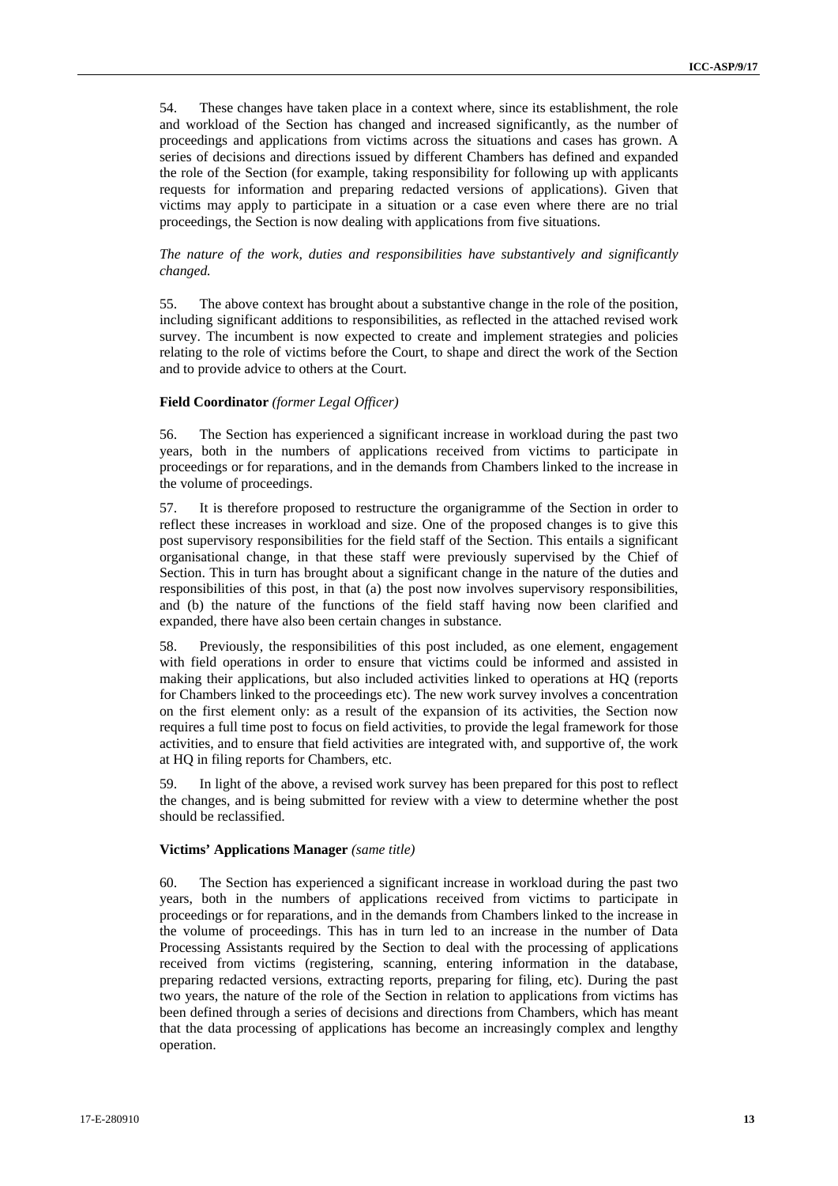54. These changes have taken place in a context where, since its establishment, the role and workload of the Section has changed and increased significantly, as the number of proceedings and applications from victims across the situations and cases has grown. A series of decisions and directions issued by different Chambers has defined and expanded the role of the Section (for example, taking responsibility for following up with applicants requests for information and preparing redacted versions of applications). Given that victims may apply to participate in a situation or a case even where there are no trial proceedings, the Section is now dealing with applications from five situations.

*The nature of the work, duties and responsibilities have substantively and significantly changed.*

55. The above context has brought about a substantive change in the role of the position, including significant additions to responsibilities, as reflected in the attached revised work survey. The incumbent is now expected to create and implement strategies and policies relating to the role of victims before the Court, to shape and direct the work of the Section and to provide advice to others at the Court.

**Field Coordinator** *(former Legal Officer)*

56. The Section has experienced a significant increase in workload during the past two years, both in the numbers of applications received from victims to participate in proceedings or for reparations, and in the demands from Chambers linked to the increase in the volume of proceedings.

57. It is therefore proposed to restructure the organigramme of the Section in order to reflect these increases in workload and size. One of the proposed changes is to give this post supervisory responsibilities for the field staff of the Section. This entails a significant organisational change, in that these staff were previously supervised by the Chief of Section. This in turn has brought about a significant change in the nature of the duties and responsibilities of this post, in that (a) the post now involves supervisory responsibilities, and (b) the nature of the functions of the field staff having now been clarified and expanded, there have also been certain changes in substance.

58. Previously, the responsibilities of this post included, as one element, engagement with field operations in order to ensure that victims could be informed and assisted in making their applications, but also included activities linked to operations at HQ (reports for Chambers linked to the proceedings etc). The new work survey involves a concentration on the first element only: as a result of the expansion of its activities, the Section now requires a full time post to focus on field activities, to provide the legal framework for those activities, and to ensure that field activities are integrated with, and supportive of, the work at HQ in filing reports for Chambers, etc.

59. In light of the above, a revised work survey has been prepared for this post to reflect the changes, and is being submitted for review with a view to determine whether the post should be reclassified.

**Victims' Applications Manager** *(same title)*

60. The Section has experienced a significant increase in workload during the past two years, both in the numbers of applications received from victims to participate in proceedings or for reparations, and in the demands from Chambers linked to the increase in the volume of proceedings. This has in turn led to an increase in the number of Data Processing Assistants required by the Section to deal with the processing of applications received from victims (registering, scanning, entering information in the database, preparing redacted versions, extracting reports, preparing for filing, etc). During the past two years, the nature of the role of the Section in relation to applications from victims has been defined through a series of decisions and directions from Chambers, which has meant that the data processing of applications has become an increasingly complex and lengthy operation.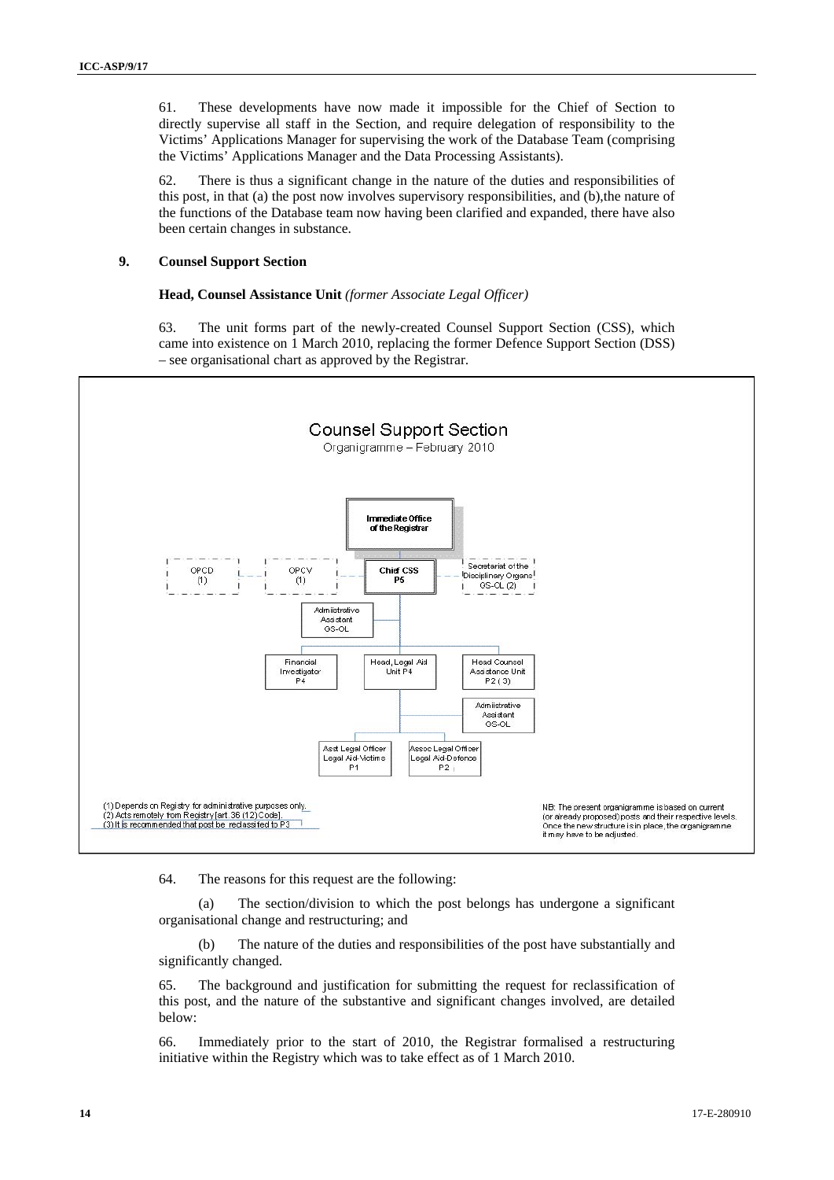61. These developments have now made it impossible for the Chief of Section to directly supervise all staff in the Section, and require delegation of responsibility to the Victims' Applications Manager for supervising the work of the Database Team (comprising the Victims' Applications Manager and the Data Processing Assistants).

62. There is thus a significant change in the nature of the duties and responsibilities of this post, in that (a) the post now involves supervisory responsibilities, and (b),the nature of the functions of the Database team now having been clarified and expanded, there have also been certain changes in substance.

## 9. Counsel Support Section

**Head, Counsel Assistance Unit** *(former Associate Legal Officer)*

63. The unit forms part of the newly-created Counsel Support Section (CSS), which came into existence on 1 March 2010, replacing the former Defence Support Section (DSS) – see organisational chart as approved by the Registrar.

Counsel Support Section

Organigramme – February 2010

- Immediate Office of the Registrar
  - Chief CSS P5
    - OPCD (1)
    - OPCV (1)
    - Secretariat of the Disciplinary Organs GS-OL (2)
    - Administrative Assistant GS-OL
    - Financial Investigator P4
    - Head, Legal Aid Unit P4
      - Asst Legal Officer Legal Aid-Victims P1
      - Assoc Legal Officer Legal Aid-Defence P2
    - Head Counsel Assistance Unit P2 (3)
      - Administrative Assistant GS-OL

(1) Depends on Registry for administrative purposes only.
(2) Acts remotely from Registry [art. 36 (12) Code].
(3) It is recommended that post be reclassified to P3

NB: The present organigramme is based on current (or already proposed) posts and their respective levels. Once the new structure is in place, the organigramme it may have to be adjusted.

64. The reasons for this request are the following:

(a) The section/division to which the post belongs has undergone a significant organisational change and restructuring; and

(b) The nature of the duties and responsibilities of the post have substantially and significantly changed.

65. The background and justification for submitting the request for reclassification of this post, and the nature of the substantive and significant changes involved, are detailed below:

66. Immediately prior to the start of 2010, the Registrar formalised a restructuring initiative within the Registry which was to take effect as of 1 March 2010.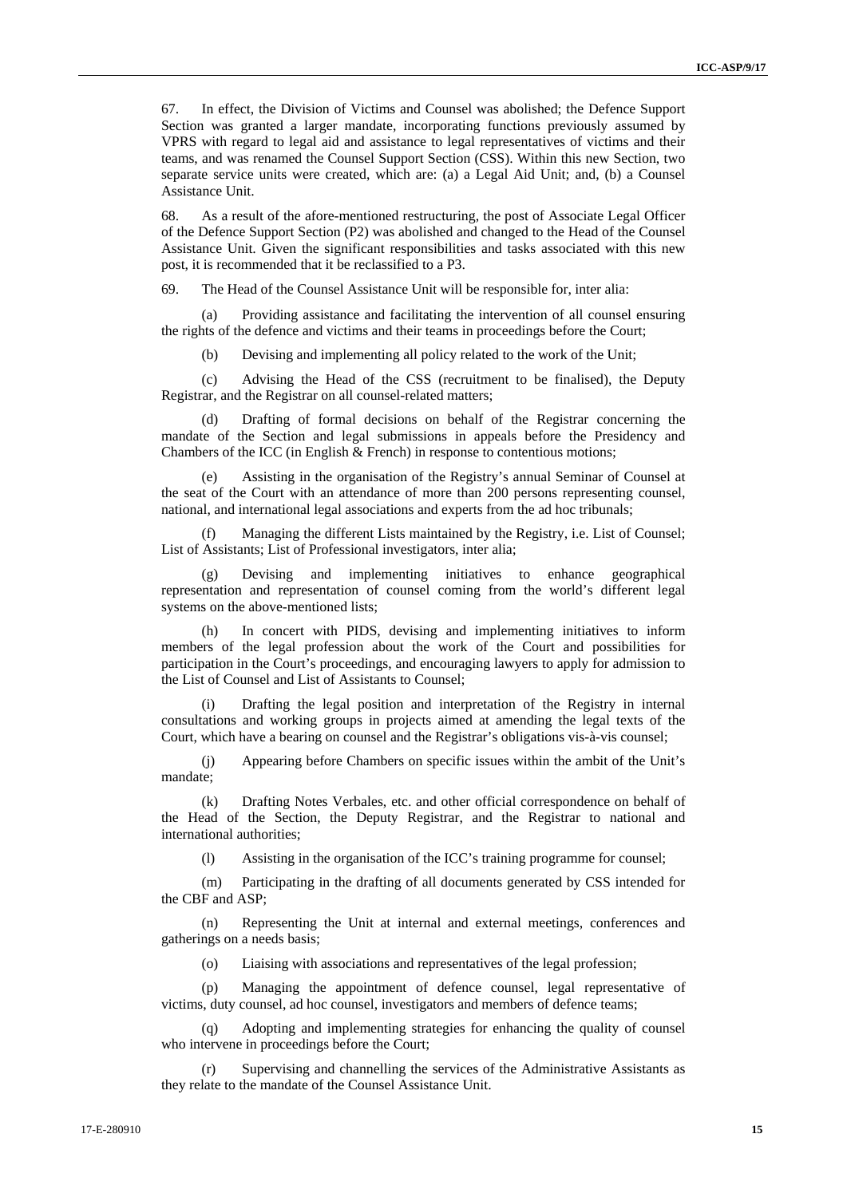67. In effect, the Division of Victims and Counsel was abolished; the Defence Support Section was granted a larger mandate, incorporating functions previously assumed by VPRS with regard to legal aid and assistance to legal representatives of victims and their teams, and was renamed the Counsel Support Section (CSS). Within this new Section, two separate service units were created, which are: (a) a Legal Aid Unit; and, (b) a Counsel Assistance Unit.

68. As a result of the afore-mentioned restructuring, the post of Associate Legal Officer of the Defence Support Section (P2) was abolished and changed to the Head of the Counsel Assistance Unit. Given the significant responsibilities and tasks associated with this new post, it is recommended that it be reclassified to a P3.

69. The Head of the Counsel Assistance Unit will be responsible for, inter alia:

(a) Providing assistance and facilitating the intervention of all counsel ensuring the rights of the defence and victims and their teams in proceedings before the Court;

(b) Devising and implementing all policy related to the work of the Unit;

(c) Advising the Head of the CSS (recruitment to be finalised), the Deputy Registrar, and the Registrar on all counsel-related matters;

(d) Drafting of formal decisions on behalf of the Registrar concerning the mandate of the Section and legal submissions in appeals before the Presidency and Chambers of the ICC (in English & French) in response to contentious motions;

(e) Assisting in the organisation of the Registry's annual Seminar of Counsel at the seat of the Court with an attendance of more than 200 persons representing counsel, national, and international legal associations and experts from the ad hoc tribunals;

(f) Managing the different Lists maintained by the Registry, i.e. List of Counsel; List of Assistants; List of Professional investigators, inter alia;

(g) Devising and implementing initiatives to enhance geographical representation and representation of counsel coming from the world's different legal systems on the above-mentioned lists;

(h) In concert with PIDS, devising and implementing initiatives to inform members of the legal profession about the work of the Court and possibilities for participation in the Court's proceedings, and encouraging lawyers to apply for admission to the List of Counsel and List of Assistants to Counsel;

(i) Drafting the legal position and interpretation of the Registry in internal consultations and working groups in projects aimed at amending the legal texts of the Court, which have a bearing on counsel and the Registrar's obligations vis-à-vis counsel;

(j) Appearing before Chambers on specific issues within the ambit of the Unit's mandate;

(k) Drafting Notes Verbales, etc. and other official correspondence on behalf of the Head of the Section, the Deputy Registrar, and the Registrar to national and international authorities;

(l) Assisting in the organisation of the ICC's training programme for counsel;

(m) Participating in the drafting of all documents generated by CSS intended for the CBF and ASP;

(n) Representing the Unit at internal and external meetings, conferences and gatherings on a needs basis;

(o) Liaising with associations and representatives of the legal profession;

(p) Managing the appointment of defence counsel, legal representative of victims, duty counsel, ad hoc counsel, investigators and members of defence teams;

(q) Adopting and implementing strategies for enhancing the quality of counsel who intervene in proceedings before the Court;

(r) Supervising and channelling the services of the Administrative Assistants as they relate to the mandate of the Counsel Assistance Unit.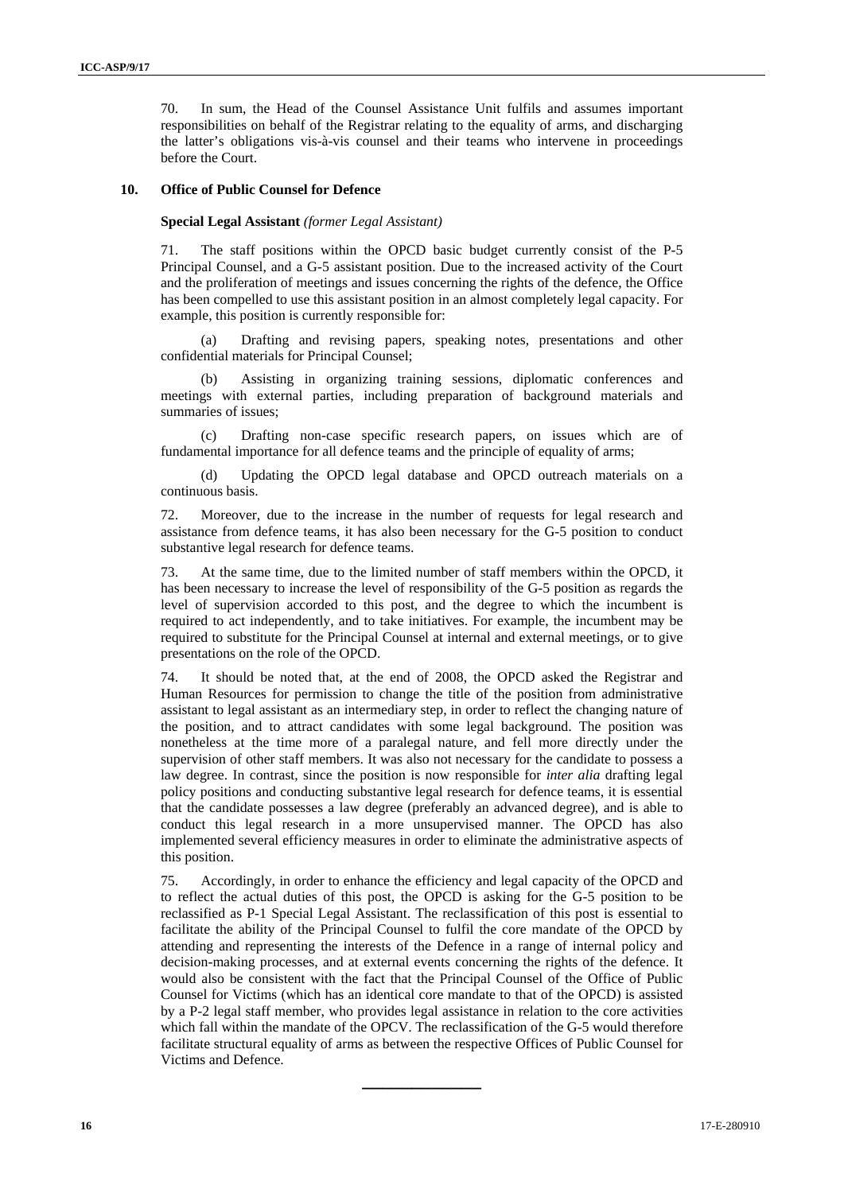70. In sum, the Head of the Counsel Assistance Unit fulfils and assumes important responsibilities on behalf of the Registrar relating to the equality of arms, and discharging the latter's obligations vis-à-vis counsel and their teams who intervene in proceedings before the Court.

### 10. Office of Public Counsel for Defence

**Special Legal Assistant** *(former Legal Assistant)*

71. The staff positions within the OPCD basic budget currently consist of the P-5 Principal Counsel, and a G-5 assistant position. Due to the increased activity of the Court and the proliferation of meetings and issues concerning the rights of the defence, the Office has been compelled to use this assistant position in an almost completely legal capacity. For example, this position is currently responsible for:

(a) Drafting and revising papers, speaking notes, presentations and other confidential materials for Principal Counsel;

(b) Assisting in organizing training sessions, diplomatic conferences and meetings with external parties, including preparation of background materials and summaries of issues;

(c) Drafting non-case specific research papers, on issues which are of fundamental importance for all defence teams and the principle of equality of arms;

(d) Updating the OPCD legal database and OPCD outreach materials on a continuous basis.

72. Moreover, due to the increase in the number of requests for legal research and assistance from defence teams, it has also been necessary for the G-5 position to conduct substantive legal research for defence teams.

73. At the same time, due to the limited number of staff members within the OPCD, it has been necessary to increase the level of responsibility of the G-5 position as regards the level of supervision accorded to this post, and the degree to which the incumbent is required to act independently, and to take initiatives. For example, the incumbent may be required to substitute for the Principal Counsel at internal and external meetings, or to give presentations on the role of the OPCD.

74. It should be noted that, at the end of 2008, the OPCD asked the Registrar and Human Resources for permission to change the title of the position from administrative assistant to legal assistant as an intermediary step, in order to reflect the changing nature of the position, and to attract candidates with some legal background. The position was nonetheless at the time more of a paralegal nature, and fell more directly under the supervision of other staff members. It was also not necessary for the candidate to possess a law degree. In contrast, since the position is now responsible for *inter alia* drafting legal policy positions and conducting substantive legal research for defence teams, it is essential that the candidate possesses a law degree (preferably an advanced degree), and is able to conduct this legal research in a more unsupervised manner. The OPCD has also implemented several efficiency measures in order to eliminate the administrative aspects of this position.

75. Accordingly, in order to enhance the efficiency and legal capacity of the OPCD and to reflect the actual duties of this post, the OPCD is asking for the G-5 position to be reclassified as P-1 Special Legal Assistant. The reclassification of this post is essential to facilitate the ability of the Principal Counsel to fulfil the core mandate of the OPCD by attending and representing the interests of the Defence in a range of internal policy and decision-making processes, and at external events concerning the rights of the defence. It would also be consistent with the fact that the Principal Counsel of the Office of Public Counsel for Victims (which has an identical core mandate to that of the OPCD) is assisted by a P-2 legal staff member, who provides legal assistance in relation to the core activities which fall within the mandate of the OPCV. The reclassification of the G-5 would therefore facilitate structural equality of arms as between the respective Offices of Public Counsel for Victims and Defence.